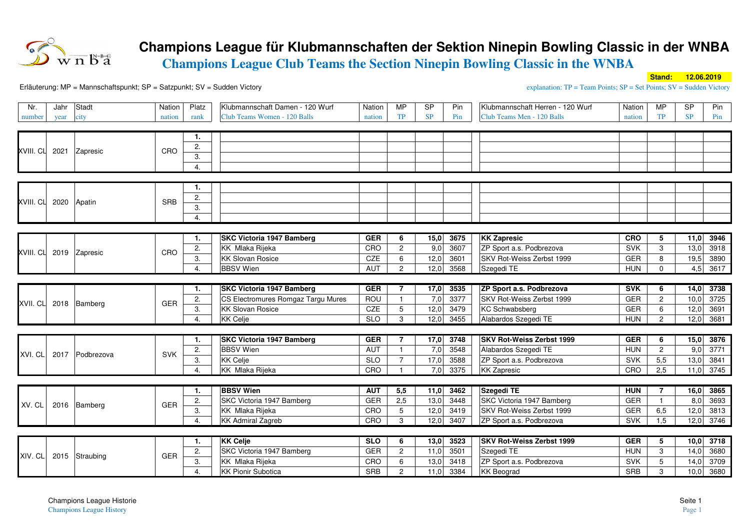# Champions League für Klubmannschaften der Sektion Ninepin Bowling Classic in der WNBA

## Champions League Club Teams the Section Ninepin Bowling Classic in the WNBA

**Stand: 12.06.2019**

Erläuterung: MP = Mannschaftspunkt; SP = Satzpunkt; SV = Sudden Victory

explanation: TP = Team Points; SP = Set Points; SV = Sudden Victory

| Nr. number | Jahr year | Stadt city | Nation nation | Platz rank | Klubmannschaft Damen - 120 Wurf Club Teams Women - 120 Balls | Nation nation | MP TP | SP SP | Pin Pin | Klubmannschaft Herren - 120 Wurf Club Teams Men - 120 Balls | Nation nation | MP TP | SP SP | Pin Pin |
|---|---|---|---|---|---|---|---|---|---|---|---|---|---|---|
| XVIII. CL | 2021 | Zapresic | CRO | 1. | | | | | | | | | | |
| | | | | 2. | | | | | | | | | | |
| | | | | 3. | | | | | | | | | | |
| | | | | 4. | | | | | | | | | | |
| XVIII. CL | 2020 | Apatin | SRB | 1. | | | | | | | | | | |
| | | | | 2. | | | | | | | | | | |
| | | | | 3. | | | | | | | | | | |
| | | | | 4. | | | | | | | | | | |
| XVIII. CL | 2019 | Zapresic | CRO | 1. | **SKC Victoria 1947 Bamberg** | **GER** | **6** | **15,0** | **3675** | **KK Zapresic** | **CRO** | **5** | **11,0** | **3946** |
| | | | | 2. | KK Mlaka Rijeka | CRO | 2 | 9,0 | 3607 | ZP Sport a.s. Podbrezova | SVK | 3 | 13,0 | 3918 |
| | | | | 3. | KK Slovan Rosice | CZE | 6 | 12,0 | 3601 | SKV Rot-Weiss Zerbst 1999 | GER | 8 | 19,5 | 3890 |
| | | | | 4. | BBSV Wien | AUT | 2 | 12,0 | 3568 | Szegedi TE | HUN | 0 | 4,5 | 3617 |
| XVII. CL | 2018 | Bamberg | GER | 1. | **SKC Victoria 1947 Bamberg** | **GER** | **7** | **17,0** | **3535** | **ZP Sport a.s. Podbrezova** | **SVK** | **6** | **14,0** | **3738** |
| | | | | 2. | CS Electromures Romgaz Targu Mures | ROU | 1 | 7,0 | 3377 | SKV Rot-Weiss Zerbst 1999 | GER | 2 | 10,0 | 3725 |
| | | | | 3. | KK Slovan Rosice | CZE | 5 | 12,0 | 3479 | KC Schwabsberg | GER | 6 | 12,0 | 3691 |
| | | | | 4. | KK Celje | SLO | 3 | 12,0 | 3455 | Alabardos Szegedi TE | HUN | 2 | 12,0 | 3681 |
| XVI. CL | 2017 | Podbrezova | SVK | 1. | **SKC Victoria 1947 Bamberg** | **GER** | **7** | **17,0** | **3748** | **SKV Rot-Weiss Zerbst 1999** | **GER** | **6** | **15,0** | **3876** |
| | | | | 2. | BBSV Wien | AUT | 1 | 7,0 | 3548 | Alabardos Szegedi TE | HUN | 2 | 9,0 | 3771 |
| | | | | 3. | KK Celje | SLO | 7 | 17,0 | 3588 | ZP Sport a.s. Podbrezova | SVK | 5,5 | 13,0 | 3841 |
| | | | | 4. | KK Mlaka Rijeka | CRO | 1 | 7,0 | 3375 | KK Zapresic | CRO | 2,5 | 11,0 | 3745 |
| XV. CL | 2016 | Bamberg | GER | 1. | **BBSV Wien** | **AUT** | **5,5** | **11,0** | **3462** | **Szegedi TE** | **HUN** | **7** | **16,0** | **3865** |
| | | | | 2. | SKC Victoria 1947 Bamberg | GER | 2,5 | 13,0 | 3448 | SKC Victoria 1947 Bamberg | GER | 1 | 8,0 | 3693 |
| | | | | 3. | KK Mlaka Rijeka | CRO | 5 | 12,0 | 3419 | SKV Rot-Weiss Zerbst 1999 | GER | 6,5 | 12,0 | 3813 |
| | | | | 4. | KK Admiral Zagreb | CRO | 3 | 12,0 | 3407 | ZP Sport a.s. Podbrezova | SVK | 1,5 | 12,0 | 3746 |
| XIV. CL | 2015 | Straubing | GER | 1. | **KK Celje** | **SLO** | **6** | **13,0** | **3523** | **SKV Rot-Weiss Zerbst 1999** | **GER** | **5** | **10,0** | **3718** |
| | | | | 2. | SKC Victoria 1947 Bamberg | GER | 2 | 11,0 | 3501 | Szegedi TE | HUN | 3 | 14,0 | 3680 |
| | | | | 3. | KK Mlaka Rijeka | CRO | 6 | 13,0 | 3418 | ZP Sport a.s. Podbrezova | SVK | 5 | 14,0 | 3709 |
| | | | | 4. | KK Pionir Subotica | SRB | 2 | 11,0 | 3384 | KK Beograd | SRB | 3 | 10,0 | 3680 |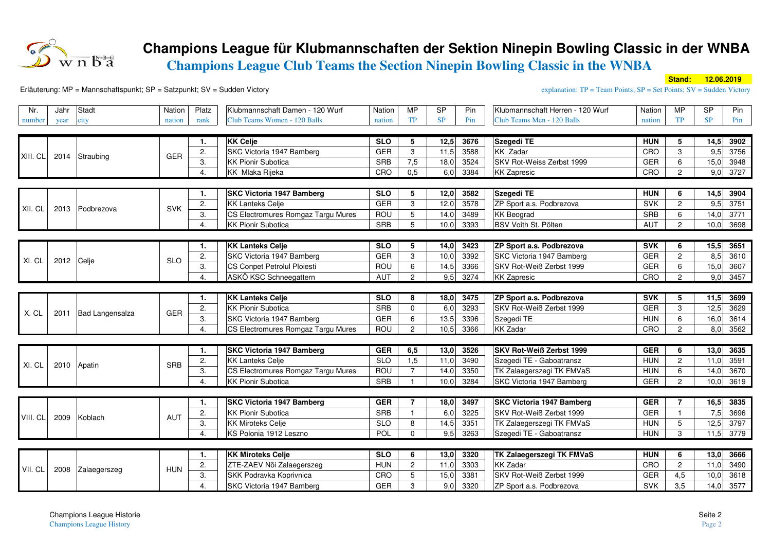# Champions League für Klubmannschaften der Sektion Ninepin Bowling Classic in der WNBA

## Champions League Club Teams the Section Ninepin Bowling Classic in the WNBA

**Stand: 12.06.2019**

Erläuterung: MP = Mannschaftspunkt; SP = Satzpunkt; SV = Sudden Victory

explanation: TP = Team Points; SP = Set Points; SV = Sudden Victory

| Nr. number | Jahr year | Stadt city | Nation nation | Platz rank | Klubmannschaft Damen - 120 Wurf / Club Teams Women - 120 Balls | Nation nation | MP TP | SP SP | Pin Pin | Klubmannschaft Herren - 120 Wurf / Club Teams Men - 120 Balls | Nation nation | MP TP | SP SP | Pin Pin |
|---|---|---|---|---|---|---|---|---|---|---|---|---|---|---|
| XIII. CL | 2014 | Straubing | GER | 1. | **KK Celje** | **SLO** | **5** | **12,5** | **3676** | **Szegedi TE** | **HUN** | **5** | **14,5** | **3902** |
| | | | | 2. | SKC Victoria 1947 Bamberg | GER | 3 | 11,5 | 3588 | KK Zadar | CRO | 3 | 9,5 | 3756 |
| | | | | 3. | KK Pionir Subotica | SRB | 7,5 | 18,0 | 3524 | SKV Rot-Weiss Zerbst 1999 | GER | 6 | 15,0 | 3948 |
| | | | | 4. | KK Mlaka Rijeka | CRO | 0,5 | 6,0 | 3384 | KK Zapresic | CRO | 2 | 9,0 | 3727 |
| XII. CL | 2013 | Podbrezova | SVK | 1. | **SKC Victoria 1947 Bamberg** | **SLO** | **5** | **12,0** | **3582** | **Szegedi TE** | **HUN** | **6** | **14,5** | **3904** |
| | | | | 2. | KK Lanteks Celje | GER | 3 | 12,0 | 3578 | ZP Sport a.s. Podbrezova | SVK | 2 | 9,5 | 3751 |
| | | | | 3. | CS Electromures Romgaz Targu Mures | ROU | 5 | 14,0 | 3489 | KK Beograd | SRB | 6 | 14,0 | 3771 |
| | | | | 4. | KK Pionir Subotica | SRB | 5 | 10,0 | 3393 | BSV Voith St. Pölten | AUT | 2 | 10,0 | 3698 |
| XI. CL | 2012 | Celje | SLO | 1. | **KK Lanteks Celje** | **SLO** | **5** | **14,0** | **3423** | **ZP Sport a.s. Podbrezova** | **SVK** | **6** | **15,5** | **3651** |
| | | | | 2. | SKC Victoria 1947 Bamberg | GER | 3 | 10,0 | 3392 | SKC Victoria 1947 Bamberg | GER | 2 | 8,5 | 3610 |
| | | | | 3. | CS Conpet Petrolul Ploiesti | ROU | 6 | 14,5 | 3366 | SKV Rot-Weiß Zerbst 1999 | GER | 6 | 15,0 | 3607 |
| | | | | 4. | ASKÖ KSC Schneegattern | AUT | 2 | 9,5 | 3274 | KK Zapresic | CRO | 2 | 9,0 | 3457 |
| X. CL | 2011 | Bad Langensalza | GER | 1. | **KK Lanteks Celje** | **SLO** | **8** | **18,0** | **3475** | **ZP Sport a.s. Podbrezova** | **SVK** | **5** | **11,5** | **3699** |
| | | | | 2. | KK Pionir Subotica | SRB | 0 | 6,0 | 3293 | SKV Rot-Weiß Zerbst 1999 | GER | 3 | 12,5 | 3629 |
| | | | | 3. | SKC Victoria 1947 Bamberg | GER | 6 | 13,5 | 3396 | Szegedi TE | HUN | 6 | 16,0 | 3614 |
| | | | | 4. | CS Electromures Romgaz Targu Mures | ROU | 2 | 10,5 | 3366 | KK Zadar | CRO | 2 | 8,0 | 3562 |
| XI. CL | 2010 | Apatin | SRB | 1. | **SKC Victoria 1947 Bamberg** | **GER** | **6,5** | **13,0** | **3526** | **SKV Rot-Weiß Zerbst 1999** | **GER** | **6** | **13,0** | **3635** |
| | | | | 2. | KK Lanteks Celje | SLO | 1,5 | 11,0 | 3490 | Szegedi TE - Gaboatransz | HUN | 2 | 11,0 | 3591 |
| | | | | 3. | CS Electromures Romgaz Targu Mures | ROU | 7 | 14,0 | 3350 | TK Zalaegerszegi TK FMVaS | HUN | 6 | 14,0 | 3670 |
| | | | | 4. | KK Pionir Subotica | SRB | 1 | 10,0 | 3284 | SKC Victoria 1947 Bamberg | GER | 2 | 10,0 | 3619 |
| VIII. CL | 2009 | Koblach | AUT | 1. | **SKC Victoria 1947 Bamberg** | **GER** | **7** | **18,0** | **3497** | **SKC Victoria 1947 Bamberg** | **GER** | **7** | **16,5** | **3835** |
| | | | | 2. | KK Pionir Subotica | SRB | 1 | 6,0 | 3225 | SKV Rot-Weiß Zerbst 1999 | GER | 1 | 7,5 | 3696 |
| | | | | 3. | KK Miroteks Celje | SLO | 8 | 14,5 | 3351 | TK Zalaegerszegi TK FMVaS | HUN | 5 | 12,5 | 3797 |
| | | | | 4. | KS Polonia 1912 Leszno | POL | 0 | 9,5 | 3263 | Szegedi TE - Gaboatransz | HUN | 3 | 11,5 | 3779 |
| VII. CL | 2008 | Zalaegerszeg | HUN | 1. | **KK Miroteks Celje** | **SLO** | **6** | **13,0** | **3320** | **TK Zalaegerszegi TK FMVaS** | **HUN** | **6** | **13,0** | **3666** |
| | | | | 2. | ZTE-ZAEV Női Zalaegerszeg | HUN | 2 | 11,0 | 3303 | KK Zadar | CRO | 2 | 11,0 | 3490 |
| | | | | 3. | SKK Podravka Koprivnica | CRO | 5 | 15,0 | 3381 | SKV Rot-Weiß Zerbst 1999 | GER | 4,5 | 10,0 | 3618 |
| | | | | 4. | SKC Victoria 1947 Bamberg | GER | 3 | 9,0 | 3320 | ZP Sport a.s. Podbrezova | SVK | 3,5 | 14,0 | 3577 |

Champions League Historie
Champions League History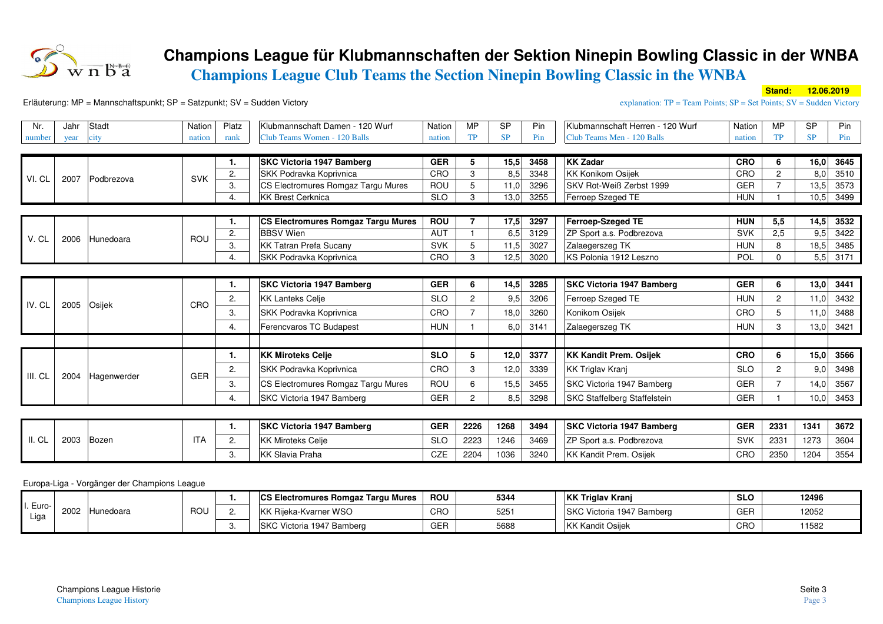# Champions League für Klubmannschaften der Sektion Ninepin Bowling Classic in der WNBA

## Champions League Club Teams the Section Ninepin Bowling Classic in the WNBA

**Stand: 12.06.2019**

Erläuterung: MP = Mannschaftspunkt; SP = Satzpunkt; SV = Sudden Victory

explanation: TP = Team Points; SP = Set Points; SV = Sudden Victory

| Nr. number | Jahr year | Stadt city | Nation nation | Platz rank | Klubmannschaft Damen - 120 Wurf / Club Teams Women - 120 Balls | Nation nation | MP TP | SP SP | Pin Pin | Klubmannschaft Herren - 120 Wurf / Club Teams Men - 120 Balls | Nation nation | MP TP | SP SP | Pin Pin |
|---|---|---|---|---|---|---|---|---|---|---|---|---|---|---|
| VI. CL | 2007 | Podbrezova | SVK | 1. | **SKC Victoria 1947 Bamberg** | **GER** | **5** | **15,5** | **3458** | **KK Zadar** | **CRO** | **6** | **16,0** | **3645** |
| | | | | 2. | SKK Podravka Koprivnica | CRO | 3 | 8,5 | 3348 | KK Konikom Osijek | CRO | 2 | 8,0 | 3510 |
| | | | | 3. | CS Electromures Romgaz Targu Mures | ROU | 5 | 11,0 | 3296 | SKV Rot-Weiß Zerbst 1999 | GER | 7 | 13,5 | 3573 |
| | | | | 4. | KK Brest Cerknica | SLO | 3 | 13,0 | 3255 | Ferroep Szeged TE | HUN | 1 | 10,5 | 3499 |
| V. CL | 2006 | Hunedoara | ROU | 1. | **CS Electromures Romgaz Targu Mures** | **ROU** | **7** | **17,5** | **3297** | **Ferroep-Szeged TE** | **HUN** | **5,5** | **14,5** | **3532** |
| | | | | 2. | BBSV Wien | AUT | 1 | 6,5 | 3129 | ZP Sport a.s. Podbrezova | SVK | 2,5 | 9,5 | 3422 |
| | | | | 3. | KK Tatran Prefa Sucany | SVK | 5 | 11,5 | 3027 | Zalaegerszeg TK | HUN | 8 | 18,5 | 3485 |
| | | | | 4. | SKK Podravka Koprivnica | CRO | 3 | 12,5 | 3020 | KS Polonia 1912 Leszno | POL | 0 | 5,5 | 3171 |
| IV. CL | 2005 | Osijek | CRO | 1. | **SKC Victoria 1947 Bamberg** | **GER** | **6** | **14,5** | **3285** | **SKC Victoria 1947 Bamberg** | **GER** | **6** | **13,0** | **3441** |
| | | | | 2. | KK Lanteks Celje | SLO | 2 | 9,5 | 3206 | Ferroep Szeged TE | HUN | 2 | 11,0 | 3432 |
| | | | | 3. | SKK Podravka Koprivnica | CRO | 7 | 18,0 | 3260 | Konikom Osijek | CRO | 5 | 11,0 | 3488 |
| | | | | 4. | Ferencvaros TC Budapest | HUN | 1 | 6,0 | 3141 | Zalaegerszeg TK | HUN | 3 | 13,0 | 3421 |
| III. CL | 2004 | Hagenwerder | GER | 1. | **KK Miroteks Celje** | **SLO** | **5** | **12,0** | **3377** | **KK Kandit Prem. Osijek** | **CRO** | **6** | **15,0** | **3566** |
| | | | | 2. | SKK Podravka Koprivnica | CRO | 3 | 12,0 | 3339 | KK Triglav Kranj | SLO | 2 | 9,0 | 3498 |
| | | | | 3. | CS Electromures Romgaz Targu Mures | ROU | 6 | 15,5 | 3455 | SKC Victoria 1947 Bamberg | GER | 7 | 14,0 | 3567 |
| | | | | 4. | SKC Victoria 1947 Bamberg | GER | 2 | 8,5 | 3298 | SKC Staffelberg Staffelstein | GER | 1 | 10,0 | 3453 |
| II. CL | 2003 | Bozen | ITA | 1. | **SKC Victoria 1947 Bamberg** | **GER** | **2226** | **1268** | **3494** | **SKC Victoria 1947 Bamberg** | **GER** | **2331** | **1341** | **3672** |
| | | | | 2. | KK Miroteks Celje | SLO | 2223 | 1246 | 3469 | ZP Sport a.s. Podbrezova | SVK | 2331 | 1273 | 3604 |
| | | | | 3. | KK Slavia Praha | CZE | 2204 | 1036 | 3240 | KK Kandit Prem. Osijek | CRO | 2350 | 1204 | 3554 |

Europa-Liga - Vorgänger der Champions League

| Nr. | Jahr | Stadt | Nation | Platz | Klubmannschaft Damen | Nation | Pin | Klubmannschaft Herren | Nation | Pin |
|---|---|---|---|---|---|---|---|---|---|---|
| I. Euro-Liga | 2002 | Hunedoara | ROU | 1. | **CS Electromures Romgaz Targu Mures** | **ROU** | **5344** | **KK Triglav Kranj** | **SLO** | **12496** |
| | | | | 2. | KK Rijeka-Kvarner WSO | CRO | 5251 | SKC Victoria 1947 Bamberg | GER | 12052 |
| | | | | 3. | SKC Victoria 1947 Bamberg | GER | 5688 | KK Kandit Osijek | CRO | 11582 |